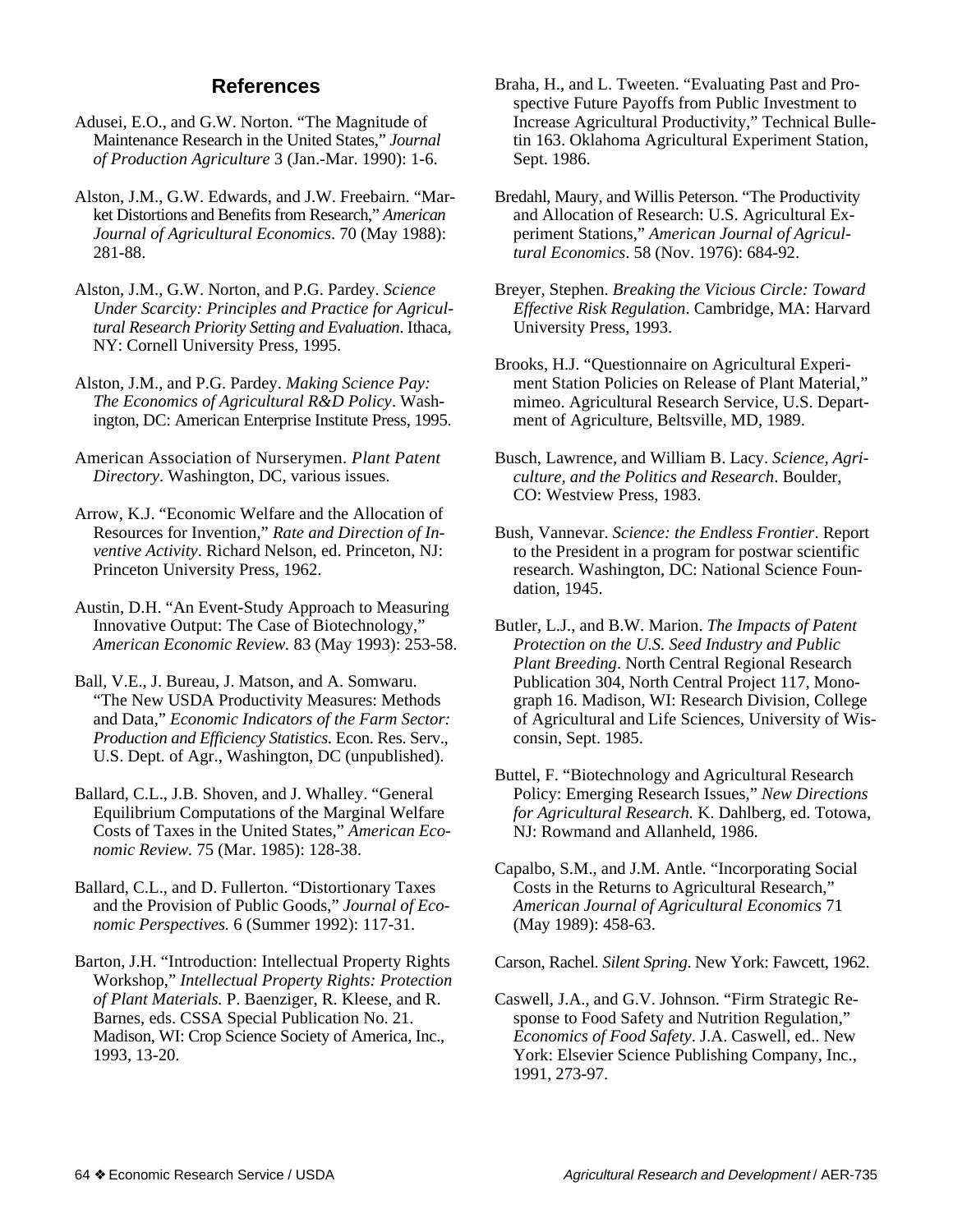## References

Adusei, E.O., and G.W. Norton. "The Magnitude of Maintenance Research in the United States," *Journal of Production Agriculture* 3 (Jan.-Mar. 1990): 1-6.

Alston, J.M., G.W. Edwards, and J.W. Freebairn. "Market Distortions and Benefits from Research," *American Journal of Agricultural Economics*. 70 (May 1988): 281-88.

Alston, J.M., G.W. Norton, and P.G. Pardey. *Science Under Scarcity: Principles and Practice for Agricultural Research Priority Setting and Evaluation*. Ithaca, NY: Cornell University Press, 1995.

Alston, J.M., and P.G. Pardey. *Making Science Pay: The Economics of Agricultural R&D Policy*. Washington, DC: American Enterprise Institute Press, 1995.

American Association of Nurserymen. *Plant Patent Directory*. Washington, DC, various issues.

Arrow, K.J. "Economic Welfare and the Allocation of Resources for Invention," *Rate and Direction of Inventive Activity*. Richard Nelson, ed. Princeton, NJ: Princeton University Press, 1962.

Austin, D.H. "An Event-Study Approach to Measuring Innovative Output: The Case of Biotechnology," *American Economic Review.* 83 (May 1993): 253-58.

Ball, V.E., J. Bureau, J. Matson, and A. Somwaru. "The New USDA Productivity Measures: Methods and Data," *Economic Indicators of the Farm Sector: Production and Efficiency Statistics.* Econ. Res. Serv., U.S. Dept. of Agr., Washington, DC (unpublished).

Ballard, C.L., J.B. Shoven, and J. Whalley. "General Equilibrium Computations of the Marginal Welfare Costs of Taxes in the United States," *American Economic Review.* 75 (Mar. 1985): 128-38.

Ballard, C.L., and D. Fullerton. "Distortionary Taxes and the Provision of Public Goods," *Journal of Economic Perspectives.* 6 (Summer 1992): 117-31.

Barton, J.H. "Introduction: Intellectual Property Rights Workshop," *Intellectual Property Rights: Protection of Plant Materials.* P. Baenziger, R. Kleese, and R. Barnes, eds. CSSA Special Publication No. 21. Madison, WI: Crop Science Society of America, Inc., 1993, 13-20.

Braha, H., and L. Tweeten. "Evaluating Past and Prospective Future Payoffs from Public Investment to Increase Agricultural Productivity," Technical Bulletin 163. Oklahoma Agricultural Experiment Station, Sept. 1986.

Bredahl, Maury, and Willis Peterson. "The Productivity and Allocation of Research: U.S. Agricultural Experiment Stations," *American Journal of Agricultural Economics*. 58 (Nov. 1976): 684-92.

Breyer, Stephen. *Breaking the Vicious Circle: Toward Effective Risk Regulation*. Cambridge, MA: Harvard University Press, 1993.

Brooks, H.J. "Questionnaire on Agricultural Experiment Station Policies on Release of Plant Material," mimeo. Agricultural Research Service, U.S. Department of Agriculture, Beltsville, MD, 1989.

Busch, Lawrence, and William B. Lacy. *Science, Agriculture, and the Politics and Research*. Boulder, CO: Westview Press, 1983.

Bush, Vannevar. *Science: the Endless Frontier*. Report to the President in a program for postwar scientific research. Washington, DC: National Science Foundation, 1945.

Butler, L.J., and B.W. Marion. *The Impacts of Patent Protection on the U.S. Seed Industry and Public Plant Breeding*. North Central Regional Research Publication 304, North Central Project 117, Monograph 16. Madison, WI: Research Division, College of Agricultural and Life Sciences, University of Wisconsin, Sept. 1985.

Buttel, F. "Biotechnology and Agricultural Research Policy: Emerging Research Issues," *New Directions for Agricultural Research.* K. Dahlberg, ed. Totowa, NJ: Rowmand and Allanheld, 1986.

Capalbo, S.M., and J.M. Antle. "Incorporating Social Costs in the Returns to Agricultural Research," *American Journal of Agricultural Economics* 71 (May 1989): 458-63.

Carson, Rachel. *Silent Spring*. New York: Fawcett, 1962.

Caswell, J.A., and G.V. Johnson. "Firm Strategic Response to Food Safety and Nutrition Regulation," *Economics of Food Safety*. J.A. Caswell, ed.. New York: Elsevier Science Publishing Company, Inc., 1991, 273-97.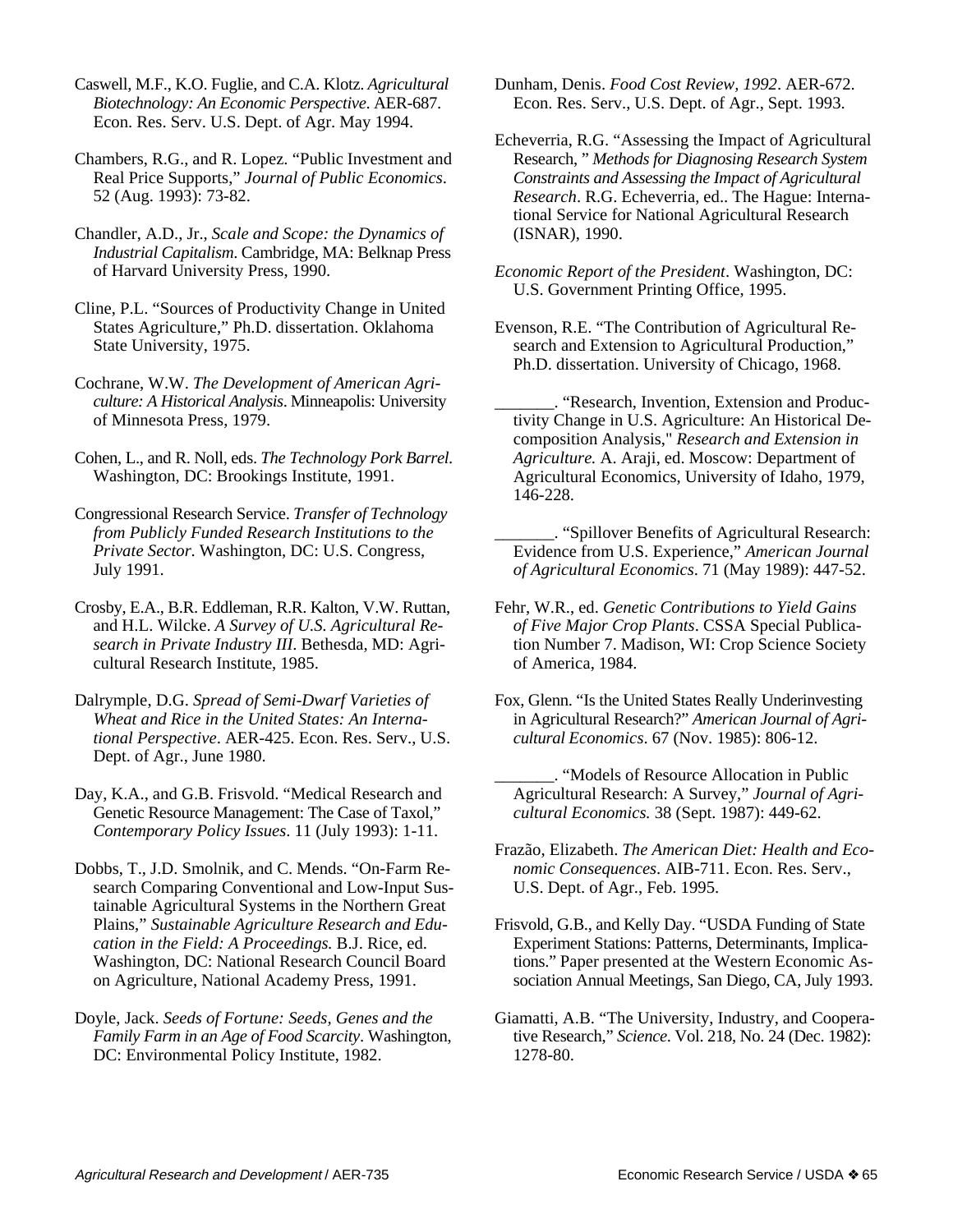Caswell, M.F., K.O. Fuglie, and C.A. Klotz. *Agricultural Biotechnology: An Economic Perspective*. AER-687. Econ. Res. Serv. U.S. Dept. of Agr. May 1994.

Chambers, R.G., and R. Lopez. "Public Investment and Real Price Supports," *Journal of Public Economics*. 52 (Aug. 1993): 73-82.

Chandler, A.D., Jr., *Scale and Scope: the Dynamics of Industrial Capitalism*. Cambridge, MA: Belknap Press of Harvard University Press, 1990.

Cline, P.L. "Sources of Productivity Change in United States Agriculture," Ph.D. dissertation. Oklahoma State University, 1975.

Cochrane, W.W. *The Development of American Agriculture: A Historical Analysis*. Minneapolis: University of Minnesota Press, 1979.

Cohen, L., and R. Noll, eds. *The Technology Pork Barrel*. Washington, DC: Brookings Institute, 1991.

Congressional Research Service. *Transfer of Technology from Publicly Funded Research Institutions to the Private Sector*. Washington, DC: U.S. Congress, July 1991.

Crosby, E.A., B.R. Eddleman, R.R. Kalton, V.W. Ruttan, and H.L. Wilcke. *A Survey of U.S. Agricultural Research in Private Industry III*. Bethesda, MD: Agricultural Research Institute, 1985.

Dalrymple, D.G. *Spread of Semi-Dwarf Varieties of Wheat and Rice in the United States: An International Perspective*. AER-425. Econ. Res. Serv., U.S. Dept. of Agr., June 1980.

Day, K.A., and G.B. Frisvold. "Medical Research and Genetic Resource Management: The Case of Taxol," *Contemporary Policy Issues*. 11 (July 1993): 1-11.

Dobbs, T., J.D. Smolnik, and C. Mends. "On-Farm Research Comparing Conventional and Low-Input Sustainable Agricultural Systems in the Northern Great Plains," *Sustainable Agriculture Research and Education in the Field: A Proceedings.* B.J. Rice, ed. Washington, DC: National Research Council Board on Agriculture, National Academy Press, 1991.

Doyle, Jack. *Seeds of Fortune: Seeds, Genes and the Family Farm in an Age of Food Scarcity*. Washington, DC: Environmental Policy Institute, 1982.

Dunham, Denis. *Food Cost Review, 1992*. AER-672. Econ. Res. Serv., U.S. Dept. of Agr., Sept. 1993.

Echeverria, R.G. "Assessing the Impact of Agricultural Research, " *Methods for Diagnosing Research System Constraints and Assessing the Impact of Agricultural Research*. R.G. Echeverria, ed.. The Hague: International Service for National Agricultural Research (ISNAR), 1990.

*Economic Report of the President*. Washington, DC: U.S. Government Printing Office, 1995.

Evenson, R.E. "The Contribution of Agricultural Research and Extension to Agricultural Production," Ph.D. dissertation. University of Chicago, 1968.

_______. "Research, Invention, Extension and Productivity Change in U.S. Agriculture: An Historical Decomposition Analysis," *Research and Extension in Agriculture.* A. Araji, ed. Moscow: Department of Agricultural Economics, University of Idaho, 1979, 146-228.

_______. "Spillover Benefits of Agricultural Research: Evidence from U.S. Experience," *American Journal of Agricultural Economics*. 71 (May 1989): 447-52.

Fehr, W.R., ed. *Genetic Contributions to Yield Gains of Five Major Crop Plants*. CSSA Special Publication Number 7. Madison, WI: Crop Science Society of America, 1984.

Fox, Glenn. "Is the United States Really Underinvesting in Agricultural Research?" *American Journal of Agricultural Economics*. 67 (Nov. 1985): 806-12.

_______. "Models of Resource Allocation in Public Agricultural Research: A Survey," *Journal of Agricultural Economics.* 38 (Sept. 1987): 449-62.

Frazão, Elizabeth. *The American Diet: Health and Economic Consequences*. AIB-711. Econ. Res. Serv., U.S. Dept. of Agr., Feb. 1995.

Frisvold, G.B., and Kelly Day. "USDA Funding of State Experiment Stations: Patterns, Determinants, Implications." Paper presented at the Western Economic Association Annual Meetings, San Diego, CA, July 1993.

Giamatti, A.B. "The University, Industry, and Cooperative Research," *Science*. Vol. 218, No. 24 (Dec. 1982): 1278-80.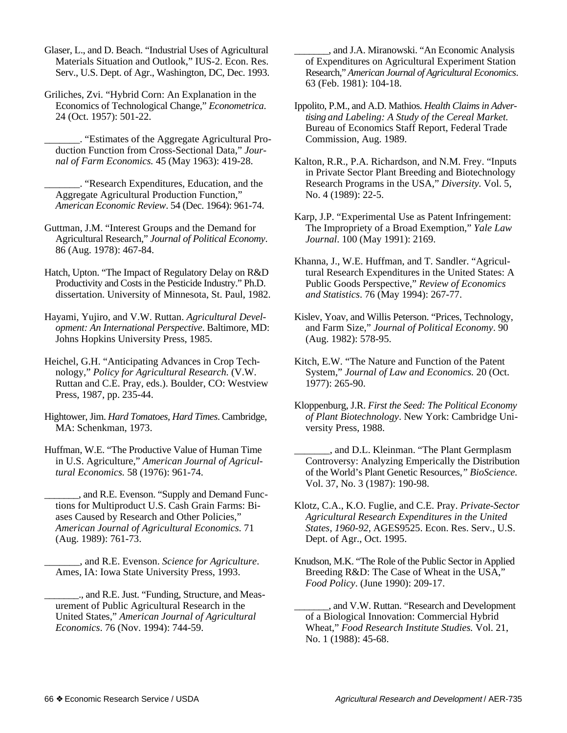Glaser, L., and D. Beach. "Industrial Uses of Agricultural Materials Situation and Outlook," IUS-2. Econ. Res. Serv., U.S. Dept. of Agr., Washington, DC, Dec. 1993.

Griliches, Zvi. "Hybrid Corn: An Explanation in the Economics of Technological Change," *Econometrica*. 24 (Oct. 1957): 501-22.

_______. "Estimates of the Aggregate Agricultural Production Function from Cross-Sectional Data," *Journal of Farm Economics.* 45 (May 1963): 419-28.

_______. "Research Expenditures, Education, and the Aggregate Agricultural Production Function," *American Economic Review*. 54 (Dec. 1964): 961-74.

Guttman, J.M. "Interest Groups and the Demand for Agricultural Research," *Journal of Political Economy*. 86 (Aug. 1978): 467-84.

Hatch, Upton. "The Impact of Regulatory Delay on R&D Productivity and Costs in the Pesticide Industry." Ph.D. dissertation. University of Minnesota, St. Paul, 1982.

Hayami, Yujiro, and V.W. Ruttan. *Agricultural Development: An International Perspective*. Baltimore, MD: Johns Hopkins University Press, 1985.

Heichel, G.H. "Anticipating Advances in Crop Technology," *Policy for Agricultural Research.* (V.W. Ruttan and C.E. Pray, eds.). Boulder, CO: Westview Press, 1987, pp. 235-44.

Hightower, Jim. *Hard Tomatoes, Hard Times*. Cambridge, MA: Schenkman, 1973.

Huffman, W.E. "The Productive Value of Human Time in U.S. Agriculture," *American Journal of Agricultural Economics.* 58 (1976): 961-74.

_______, and R.E. Evenson. "Supply and Demand Functions for Multiproduct U.S. Cash Grain Farms: Biases Caused by Research and Other Policies," *American Journal of Agricultural Economics.* 71 (Aug. 1989): 761-73.

_______, and R.E. Evenson. *Science for Agriculture*. Ames, IA: Iowa State University Press, 1993.

_______., and R.E. Just. "Funding, Structure, and Measurement of Public Agricultural Research in the United States," *American Journal of Agricultural Economics*. 76 (Nov. 1994): 744-59.

_______, and J.A. Miranowski. "An Economic Analysis of Expenditures on Agricultural Experiment Station Research," *American Journal of Agricultural Economics*. 63 (Feb. 1981): 104-18.

Ippolito, P.M., and A.D. Mathios. *Health Claims in Advertising and Labeling: A Study of the Cereal Market.* Bureau of Economics Staff Report, Federal Trade Commission, Aug. 1989.

Kalton, R.R., P.A. Richardson, and N.M. Frey. "Inputs in Private Sector Plant Breeding and Biotechnology Research Programs in the USA," *Diversity.* Vol. 5, No. 4 (1989): 22-5.

Karp, J.P. "Experimental Use as Patent Infringement: The Impropriety of a Broad Exemption," *Yale Law Journal*. 100 (May 1991): 2169.

Khanna, J., W.E. Huffman, and T. Sandler. "Agricultural Research Expenditures in the United States: A Public Goods Perspective," *Review of Economics and Statistics*. 76 (May 1994): 267-77.

Kislev, Yoav, and Willis Peterson. "Prices, Technology, and Farm Size," *Journal of Political Economy*. 90 (Aug. 1982): 578-95.

Kitch, E.W. "The Nature and Function of the Patent System," *Journal of Law and Economics.* 20 (Oct. 1977): 265-90.

Kloppenburg, J.R. *First the Seed: The Political Economy of Plant Biotechnology*. New York: Cambridge University Press, 1988.

_______, and D.L. Kleinman. "The Plant Germplasm Controversy: Analyzing Emperically the Distribution of the World's Plant Genetic Resources," *BioScience.* Vol. 37, No. 3 (1987): 190-98.

Klotz, C.A., K.O. Fuglie, and C.E. Pray. *Private-Sector Agricultural Research Expenditures in the United States, 1960-92*, AGES9525. Econ. Res. Serv., U.S. Dept. of Agr., Oct. 1995.

Knudson, M.K. "The Role of the Public Sector in Applied Breeding R&D: The Case of Wheat in the USA," *Food Policy*. (June 1990): 209-17.

_______, and V.W. Ruttan. "Research and Development of a Biological Innovation: Commercial Hybrid Wheat," *Food Research Institute Studies.* Vol. 21, No. 1 (1988): 45-68.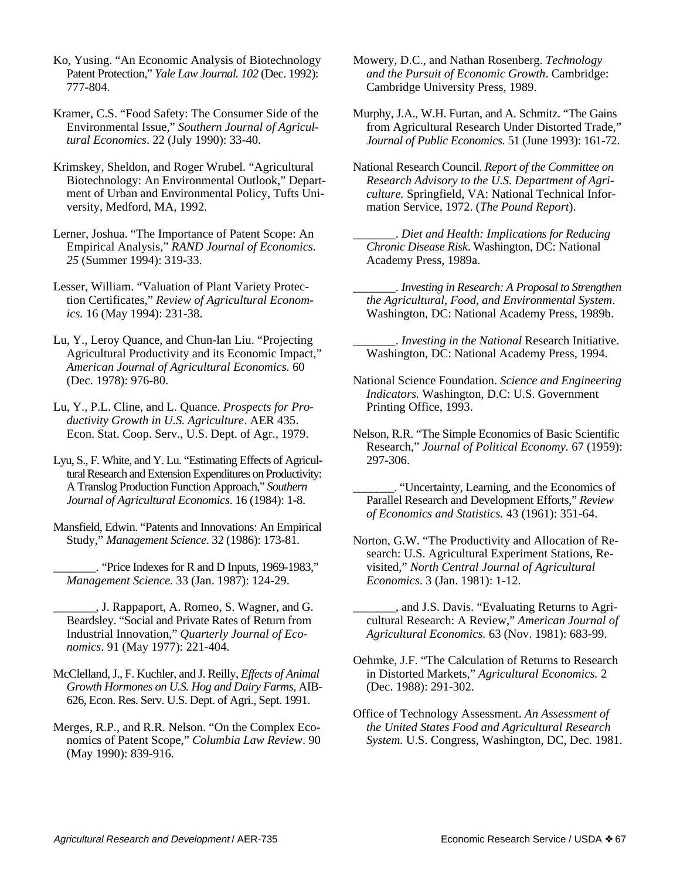Ko, Yusing. "An Economic Analysis of Biotechnology Patent Protection," *Yale Law Journal. 102* (Dec. 1992): 777-804.

Kramer, C.S. "Food Safety: The Consumer Side of the Environmental Issue," *Southern Journal of Agricultural Economics*. 22 (July 1990): 33-40.

Krimskey, Sheldon, and Roger Wrubel. "Agricultural Biotechnology: An Environmental Outlook," Department of Urban and Environmental Policy, Tufts University, Medford, MA, 1992.

Lerner, Joshua. "The Importance of Patent Scope: An Empirical Analysis," *RAND Journal of Economics. 25* (Summer 1994): 319-33.

Lesser, William. "Valuation of Plant Variety Protection Certificates," *Review of Agricultural Economics.* 16 (May 1994): 231-38.

Lu, Y., Leroy Quance, and Chun-lan Liu. "Projecting Agricultural Productivity and its Economic Impact," *American Journal of Agricultural Economics.* 60 (Dec. 1978): 976-80.

Lu, Y., P.L. Cline, and L. Quance. *Prospects for Productivity Growth in U.S. Agriculture*. AER 435. Econ. Stat. Coop. Serv., U.S. Dept. of Agr., 1979.

Lyu, S., F. White, and Y. Lu. "Estimating Effects of Agricultural Research and Extension Expenditures on Productivity: A Translog Production Function Approach," *Southern Journal of Agricultural Economics*. 16 (1984): 1-8.

Mansfield, Edwin. "Patents and Innovations: An Empirical Study," *Management Science*. 32 (1986): 173-81.

_______. "Price Indexes for R and D Inputs, 1969-1983," *Management Science.* 33 (Jan. 1987): 124-29.

_______, J. Rappaport, A. Romeo, S. Wagner, and G. Beardsley. "Social and Private Rates of Return from Industrial Innovation," *Quarterly Journal of Economics*. 91 (May 1977): 221-404.

McClelland, J., F. Kuchler, and J. Reilly, *Effects of Animal Growth Hormones on U.S. Hog and Dairy Farms*, AIB-626, Econ. Res. Serv. U.S. Dept. of Agri., Sept. 1991.

Merges, R.P., and R.R. Nelson. "On the Complex Economics of Patent Scope," *Columbia Law Review*. 90 (May 1990): 839-916.

Mowery, D.C., and Nathan Rosenberg. *Technology and the Pursuit of Economic Growth*. Cambridge: Cambridge University Press, 1989.

Murphy, J.A., W.H. Furtan, and A. Schmitz. "The Gains from Agricultural Research Under Distorted Trade," *Journal of Public Economics.* 51 (June 1993): 161-72.

National Research Council. *Report of the Committee on Research Advisory to the U.S. Department of Agriculture.* Springfield, VA: National Technical Information Service, 1972. (*The Pound Report*).

_______. *Diet and Health: Implications for Reducing Chronic Disease Risk*. Washington, DC: National Academy Press, 1989a.

_______. *Investing in Research: A Proposal to Strengthen the Agricultural, Food, and Environmental System*. Washington, DC: National Academy Press, 1989b.

_______. *Investing in the National* Research Initiative. Washington, DC: National Academy Press, 1994.

National Science Foundation. *Science and Engineering Indicators.* Washington, D.C: U.S. Government Printing Office, 1993.

Nelson, R.R. "The Simple Economics of Basic Scientific Research," *Journal of Political Economy.* 67 (1959): 297-306.

_______. "Uncertainty, Learning, and the Economics of Parallel Research and Development Efforts," *Review of Economics and Statistics.* 43 (1961): 351-64.

Norton, G.W. "The Productivity and Allocation of Research: U.S. Agricultural Experiment Stations, Revisited," *North Central Journal of Agricultural Economics*. 3 (Jan. 1981): 1-12.

_______, and J.S. Davis. "Evaluating Returns to Agricultural Research: A Review," *American Journal of Agricultural Economics.* 63 (Nov. 1981): 683-99.

Oehmke, J.F. "The Calculation of Returns to Research in Distorted Markets," *Agricultural Economics.* 2 (Dec. 1988): 291-302.

Office of Technology Assessment. *An Assessment of the United States Food and Agricultural Research System.* U.S. Congress, Washington, DC, Dec. 1981.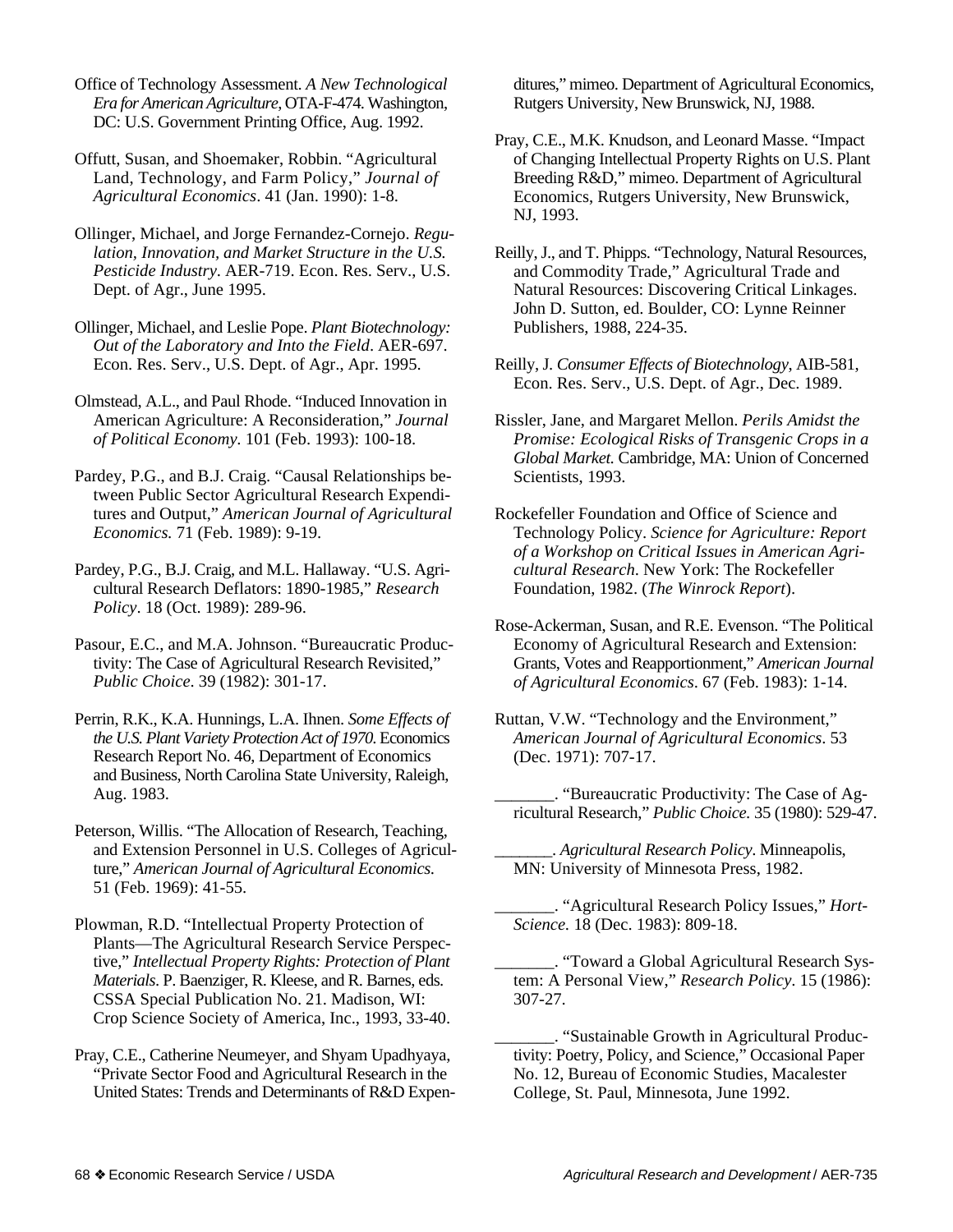Office of Technology Assessment. *A New Technological Era for American Agriculture*, OTA-F-474. Washington, DC: U.S. Government Printing Office, Aug. 1992.

Offutt, Susan, and Shoemaker, Robbin. "Agricultural Land, Technology, and Farm Policy," *Journal of Agricultural Economics*. 41 (Jan. 1990): 1-8.

Ollinger, Michael, and Jorge Fernandez-Cornejo. *Regulation, Innovation, and Market Structure in the U.S. Pesticide Industry*. AER-719. Econ. Res. Serv., U.S. Dept. of Agr., June 1995.

Ollinger, Michael, and Leslie Pope. *Plant Biotechnology: Out of the Laboratory and Into the Field*. AER-697. Econ. Res. Serv., U.S. Dept. of Agr., Apr. 1995.

Olmstead, A.L., and Paul Rhode. "Induced Innovation in American Agriculture: A Reconsideration," *Journal of Political Economy*. 101 (Feb. 1993): 100-18.

Pardey, P.G., and B.J. Craig. "Causal Relationships between Public Sector Agricultural Research Expenditures and Output," *American Journal of Agricultural Economics*. 71 (Feb. 1989): 9-19.

Pardey, P.G., B.J. Craig, and M.L. Hallaway. "U.S. Agricultural Research Deflators: 1890-1985," *Research Policy*. 18 (Oct. 1989): 289-96.

Pasour, E.C., and M.A. Johnson. "Bureaucratic Productivity: The Case of Agricultural Research Revisited," *Public Choice*. 39 (1982): 301-17.

Perrin, R.K., K.A. Hunnings, L.A. Ihnen. *Some Effects of the U.S. Plant Variety Protection Act of 1970*. Economics Research Report No. 46, Department of Economics and Business, North Carolina State University, Raleigh, Aug. 1983.

Peterson, Willis. "The Allocation of Research, Teaching, and Extension Personnel in U.S. Colleges of Agriculture," *American Journal of Agricultural Economics*. 51 (Feb. 1969): 41-55.

Plowman, R.D. "Intellectual Property Protection of Plants—The Agricultural Research Service Perspective," *Intellectual Property Rights: Protection of Plant Materials*. P. Baenziger, R. Kleese, and R. Barnes, eds. CSSA Special Publication No. 21. Madison, WI: Crop Science Society of America, Inc., 1993, 33-40.

Pray, C.E., Catherine Neumeyer, and Shyam Upadhyaya, "Private Sector Food and Agricultural Research in the United States: Trends and Determinants of R&D Expenditures," mimeo. Department of Agricultural Economics, Rutgers University, New Brunswick, NJ, 1988.

Pray, C.E., M.K. Knudson, and Leonard Masse. "Impact of Changing Intellectual Property Rights on U.S. Plant Breeding R&D," mimeo. Department of Agricultural Economics, Rutgers University, New Brunswick, NJ, 1993.

Reilly, J., and T. Phipps. "Technology, Natural Resources, and Commodity Trade," Agricultural Trade and Natural Resources: Discovering Critical Linkages. John D. Sutton, ed. Boulder, CO: Lynne Reinner Publishers, 1988, 224-35.

Reilly, J. *Consumer Effects of Biotechnology*, AIB-581, Econ. Res. Serv., U.S. Dept. of Agr., Dec. 1989.

Rissler, Jane, and Margaret Mellon. *Perils Amidst the Promise: Ecological Risks of Transgenic Crops in a Global Market.* Cambridge, MA: Union of Concerned Scientists, 1993.

Rockefeller Foundation and Office of Science and Technology Policy. *Science for Agriculture: Report of a Workshop on Critical Issues in American Agricultural Research*. New York: The Rockefeller Foundation, 1982. (*The Winrock Report*).

Rose-Ackerman, Susan, and R.E. Evenson. "The Political Economy of Agricultural Research and Extension: Grants, Votes and Reapportionment," *American Journal of Agricultural Economics*. 67 (Feb. 1983): 1-14.

Ruttan, V.W. "Technology and the Environment," *American Journal of Agricultural Economics*. 53 (Dec. 1971): 707-17.

_______. "Bureaucratic Productivity: The Case of Agricultural Research," *Public Choice.* 35 (1980): 529-47.

_______. *Agricultural Research Policy*. Minneapolis, MN: University of Minnesota Press, 1982.

_______. "Agricultural Research Policy Issues," *HortScience.* 18 (Dec. 1983): 809-18.

_______. "Toward a Global Agricultural Research System: A Personal View," *Research Policy*. 15 (1986): 307-27.

_______. "Sustainable Growth in Agricultural Productivity: Poetry, Policy, and Science," Occasional Paper No. 12, Bureau of Economic Studies, Macalester College, St. Paul, Minnesota, June 1992.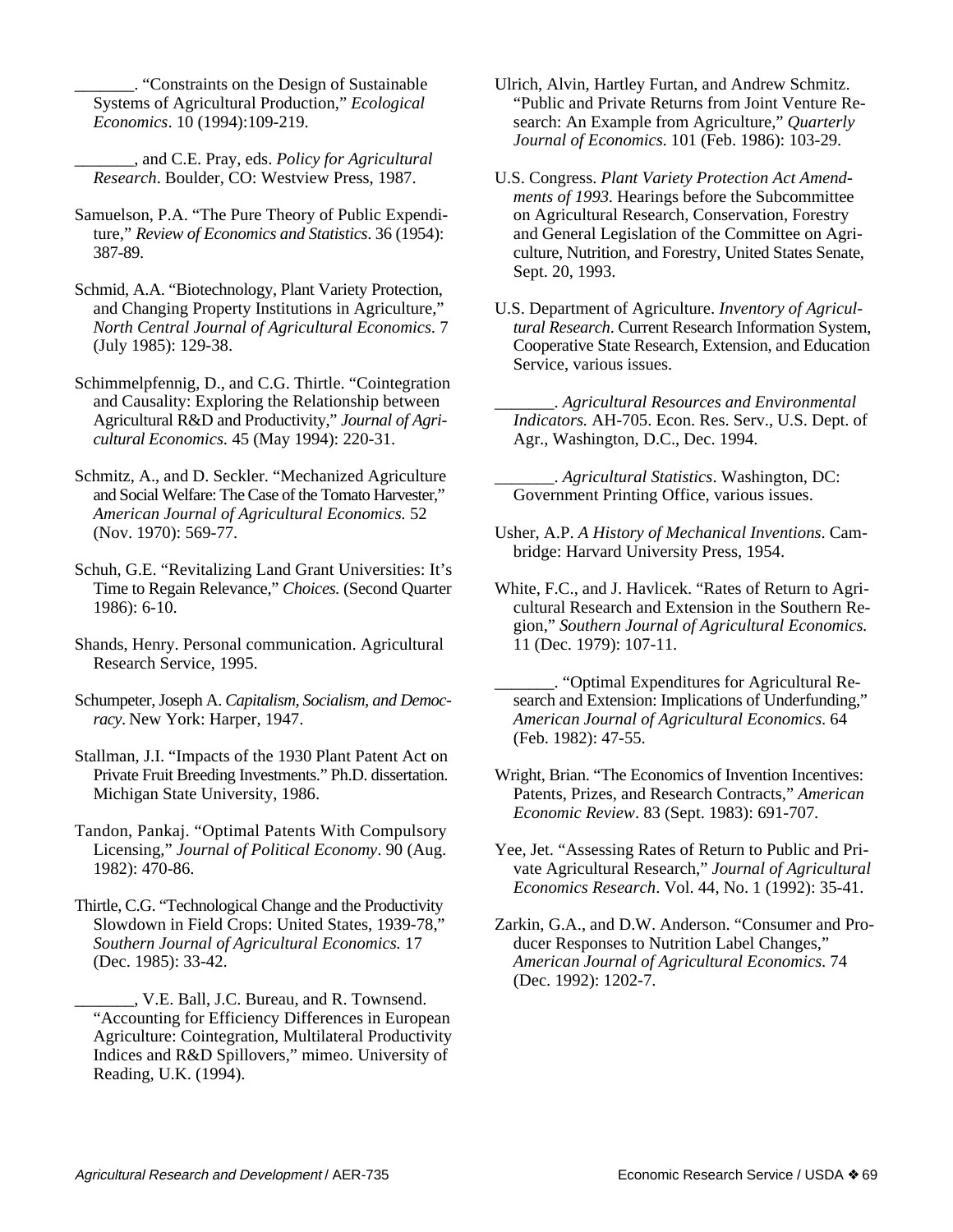_______. "Constraints on the Design of Sustainable Systems of Agricultural Production," *Ecological Economics*. 10 (1994):109-219.

_______, and C.E. Pray, eds. *Policy for Agricultural Research*. Boulder, CO: Westview Press, 1987.

Samuelson, P.A. "The Pure Theory of Public Expenditure," *Review of Economics and Statistics*. 36 (1954): 387-89.

Schmid, A.A. "Biotechnology, Plant Variety Protection, and Changing Property Institutions in Agriculture," *North Central Journal of Agricultural Economics*. 7 (July 1985): 129-38.

Schimmelpfennig, D., and C.G. Thirtle. "Cointegration and Causality: Exploring the Relationship between Agricultural R&D and Productivity," *Journal of Agricultural Economics*. 45 (May 1994): 220-31.

Schmitz, A., and D. Seckler. "Mechanized Agriculture and Social Welfare: The Case of the Tomato Harvester," *American Journal of Agricultural Economics.* 52 (Nov. 1970): 569-77.

Schuh, G.E. "Revitalizing Land Grant Universities: It's Time to Regain Relevance," *Choices.* (Second Quarter 1986): 6-10.

Shands, Henry. Personal communication. Agricultural Research Service, 1995.

Schumpeter, Joseph A. *Capitalism, Socialism, and Democracy*. New York: Harper, 1947.

Stallman, J.I. "Impacts of the 1930 Plant Patent Act on Private Fruit Breeding Investments." Ph.D. dissertation. Michigan State University, 1986.

Tandon, Pankaj. "Optimal Patents With Compulsory Licensing," *Journal of Political Economy*. 90 (Aug. 1982): 470-86.

Thirtle, C.G. "Technological Change and the Productivity Slowdown in Field Crops: United States, 1939-78," *Southern Journal of Agricultural Economics.* 17 (Dec. 1985): 33-42.

_______, V.E. Ball, J.C. Bureau, and R. Townsend. "Accounting for Efficiency Differences in European Agriculture: Cointegration, Multilateral Productivity Indices and R&D Spillovers," mimeo. University of Reading, U.K. (1994).

Ulrich, Alvin, Hartley Furtan, and Andrew Schmitz. "Public and Private Returns from Joint Venture Research: An Example from Agriculture," *Quarterly Journal of Economics*. 101 (Feb. 1986): 103-29.

U.S. Congress. *Plant Variety Protection Act Amendments of 1993*. Hearings before the Subcommittee on Agricultural Research, Conservation, Forestry and General Legislation of the Committee on Agriculture, Nutrition, and Forestry, United States Senate, Sept. 20, 1993.

U.S. Department of Agriculture. *Inventory of Agricultural Research*. Current Research Information System, Cooperative State Research, Extension, and Education Service, various issues.

_______. *Agricultural Resources and Environmental Indicators.* AH-705. Econ. Res. Serv., U.S. Dept. of Agr., Washington, D.C., Dec. 1994.

_______. *Agricultural Statistics*. Washington, DC: Government Printing Office, various issues.

Usher, A.P. *A History of Mechanical Inventions*. Cambridge: Harvard University Press, 1954.

White, F.C., and J. Havlicek. "Rates of Return to Agricultural Research and Extension in the Southern Region," *Southern Journal of Agricultural Economics.* 11 (Dec. 1979): 107-11.

_______. "Optimal Expenditures for Agricultural Research and Extension: Implications of Underfunding," *American Journal of Agricultural Economics*. 64 (Feb. 1982): 47-55.

Wright, Brian. "The Economics of Invention Incentives: Patents, Prizes, and Research Contracts," *American Economic Review*. 83 (Sept. 1983): 691-707.

Yee, Jet. "Assessing Rates of Return to Public and Private Agricultural Research," *Journal of Agricultural Economics Research*. Vol. 44, No. 1 (1992): 35-41.

Zarkin, G.A., and D.W. Anderson. "Consumer and Producer Responses to Nutrition Label Changes," *American Journal of Agricultural Economics*. 74 (Dec. 1992): 1202-7.